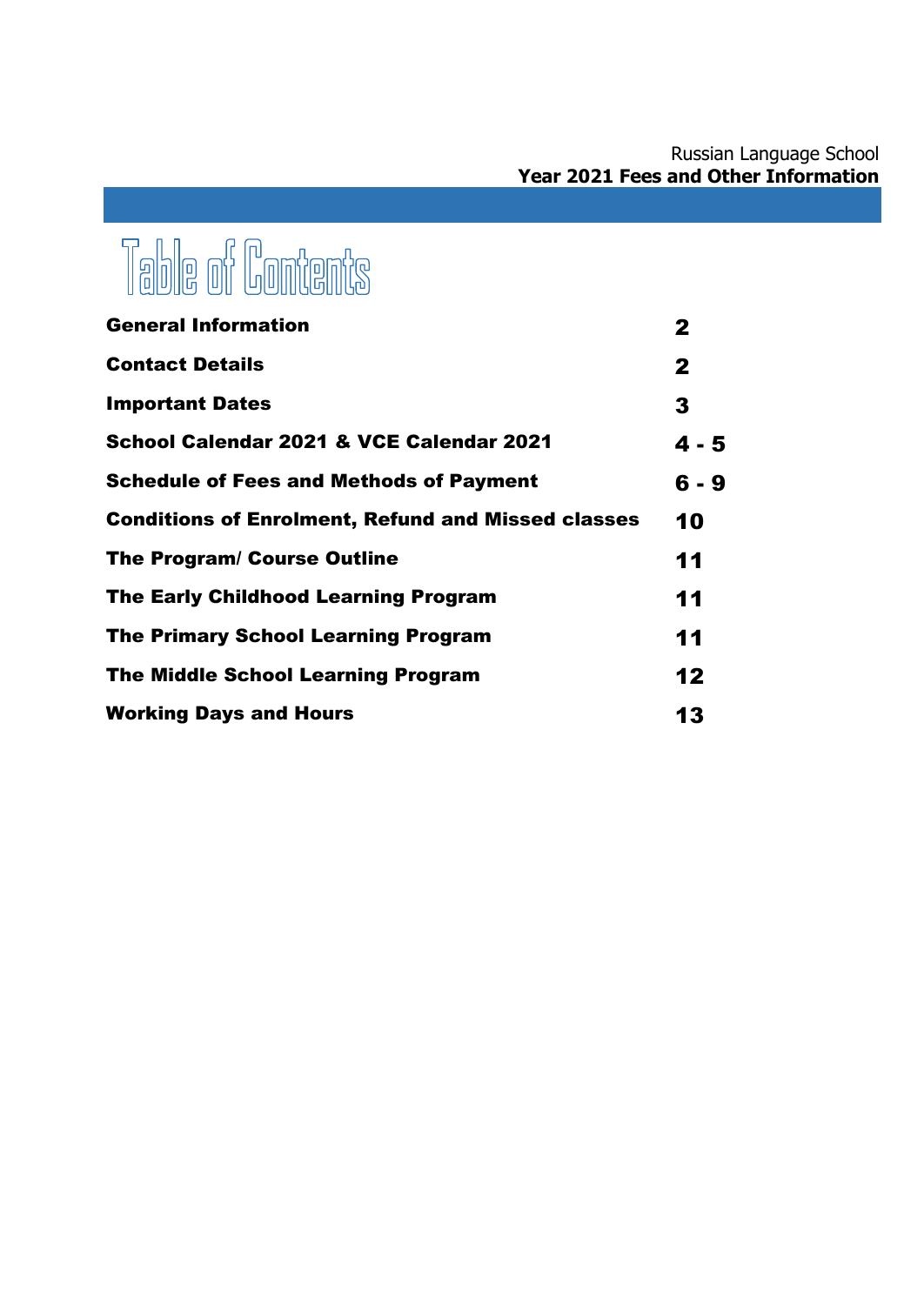Russian Language School
**Year 2021 Fees and Other Information**

# Table of Contents

| | |
|---|---|
| **General Information** | **2** |
| **Contact Details** | **2** |
| **Important Dates** | **3** |
| **School Calendar 2021 & VCE Calendar 2021** | **4 - 5** |
| **Schedule of Fees and Methods of Payment** | **6 - 9** |
| **Conditions of Enrolment, Refund and Missed classes** | **10** |
| **The Program/ Course Outline** | **11** |
| **The Early Childhood Learning Program** | **11** |
| **The Primary School Learning Program** | **11** |
| **The Middle School Learning Program** | **12** |
| **Working Days and Hours** | **13** |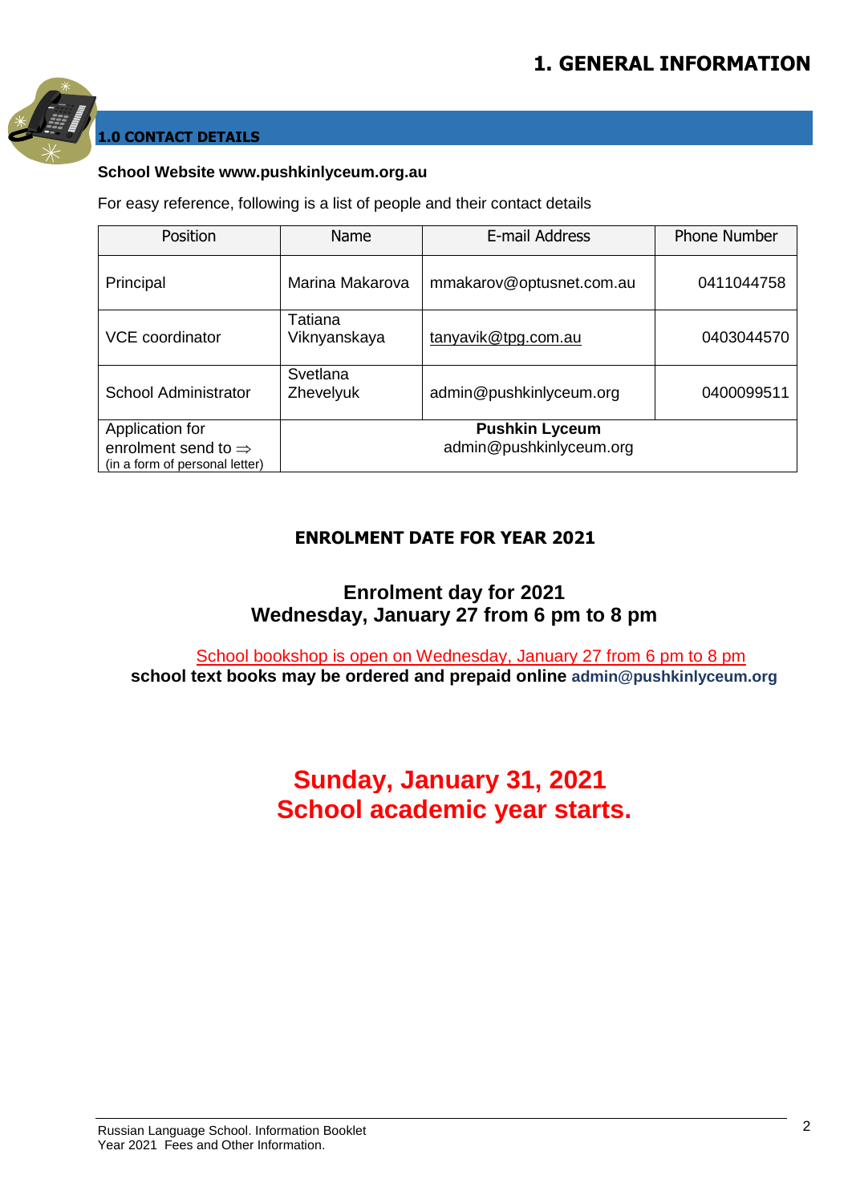# 1. GENERAL INFORMATION

## 1.0 CONTACT DETAILS

**School Website www.pushkinlyceum.org.au**

For easy reference, following is a list of people and their contact details

| Position | Name | E-mail Address | Phone Number |
|---|---|---|---|
| Principal | Marina Makarova | mmakarov@optusnet.com.au | 0411044758 |
| VCE coordinator | Tatiana Viknyanskaya | tanyavik@tpg.com.au | 0403044570 |
| School Administrator | Svetlana Zhevelyuk | admin@pushkinlyceum.org | 0400099511 |
| Application for enrolment send to ⇒ (in a form of personal letter) | **Pushkin Lyceum** admin@pushkinlyceum.org | | |

### ENROLMENT DATE FOR YEAR 2021

**Enrolment day for 2021**
**Wednesday, January 27 from 6 pm to 8 pm**

School bookshop is open on Wednesday, January 27 from 6 pm to 8 pm
**school text books may be ordered and prepaid online admin@pushkinlyceum.org**

**Sunday, January 31, 2021**
**School academic year starts.**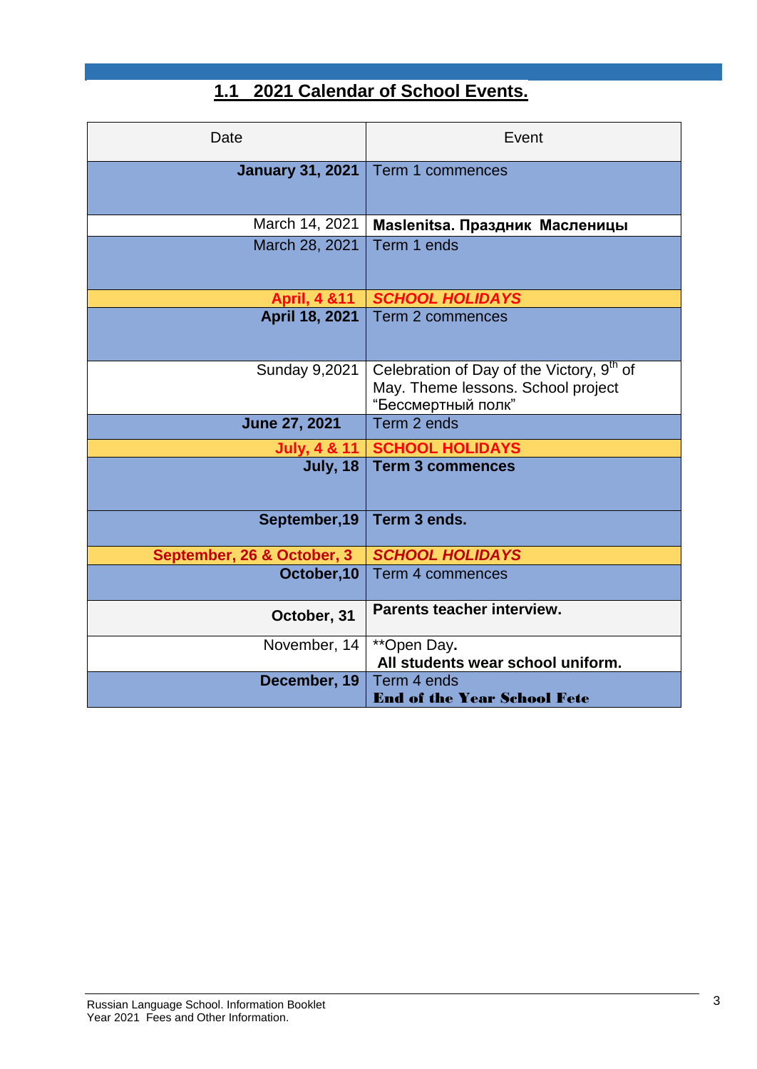## 1.1 2021 Calendar of School Events.

| Date | Event |
|---|---|
| **January 31, 2021** | Term 1 commences |
| March 14, 2021 | **Maslenitsa. Праздник Масленицы** |
| March 28, 2021 | Term 1 ends |
| **April, 4 &11** | ***SCHOOL HOLIDAYS*** |
| **April 18, 2021** | Term 2 commences |
| Sunday 9,2021 | Celebration of Day of the Victory, 9th of May. Theme lessons. School project “Бессмертный полк” |
| **June 27, 2021** | Term 2 ends |
| **July, 4 & 11** | **SCHOOL HOLIDAYS** |
| **July, 18** | **Term 3 commences** |
| **September,19** | **Term 3 ends.** |
| **September, 26 & October, 3** | ***SCHOOL HOLIDAYS*** |
| **October,10** | Term 4 commences |
| **October, 31** | **Parents teacher interview.** |
| November, 14 | **Open Day**. **All students wear school uniform.** |
| **December, 19** | Term 4 ends **End of the Year School Fete** |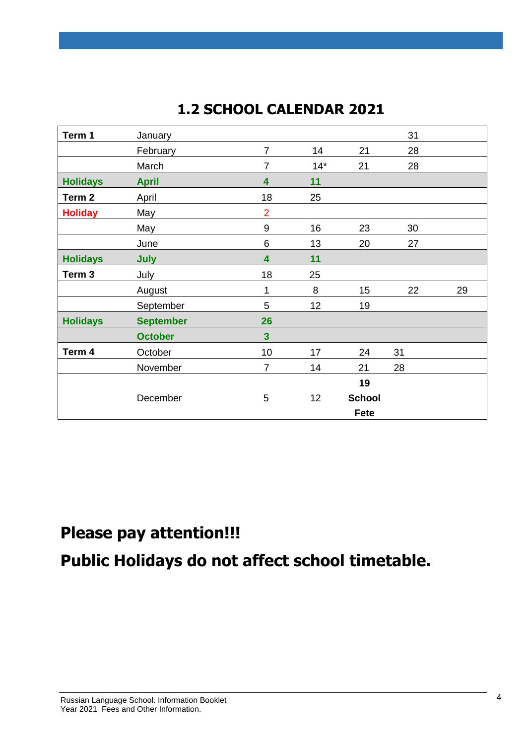## 1.2 SCHOOL CALENDAR 2021

| | | | | | | |
|---|---|---|---|---|---|---|
| **Term 1** | January | | | | 31 | |
| | February | 7 | 14 | 21 | 28 | |
| | March | 7 | 14* | 21 | 28 | |
| **Holidays** | **April** | **4** | **11** | | | |
| **Term 2** | April | 18 | 25 | | | |
| **Holiday** | May | 2 | | | | |
| | May | 9 | 16 | 23 | 30 | |
| | June | 6 | 13 | 20 | 27 | |
| **Holidays** | **July** | **4** | **11** | | | |
| **Term 3** | July | 18 | 25 | | | |
| | August | 1 | 8 | 15 | 22 | 29 |
| | September | 5 | 12 | 19 | | |
| **Holidays** | **September** | **26** | | | | |
| | **October** | **3** | | | | |
| **Term 4** | October | 10 | 17 | 24 | 31 | |
| | November | 7 | 14 | 21 | 28 | |
| | December | 5 | 12 | **19 School Fete** | | |

## Please pay attention!!!

## Public Holidays do not affect school timetable.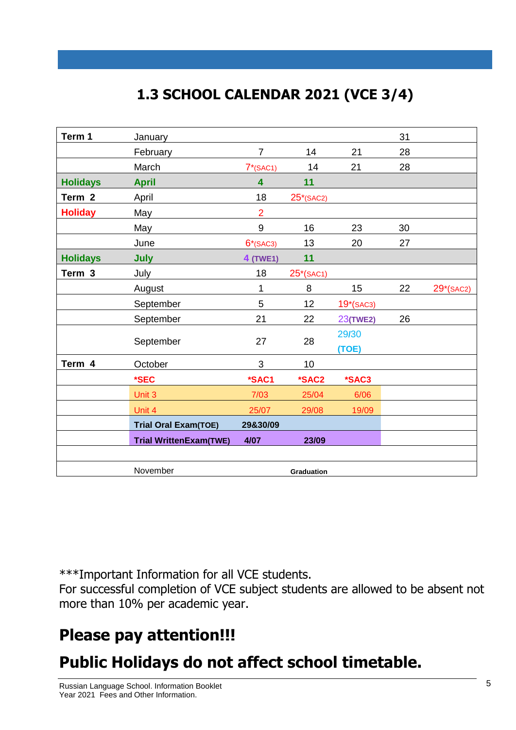## 1.3 SCHOOL CALENDAR 2021 (VCE 3/4)

| | | | | | | |
|---|---|---|---|---|---|---|
| **Term 1** | January | | | | 31 | |
| | February | 7 | 14 | 21 | 28 | |
| | March | 7*(SAC1) | 14 | 21 | 28 | |
| **Holidays** | **April** | **4** | **11** | | | |
| **Term 2** | April | 18 | 25*(SAC2) | | | |
| **Holiday** | May | 2 | | | | |
| | May | 9 | 16 | 23 | 30 | |
| | June | 6*(SAC3) | 13 | 20 | 27 | |
| **Holidays** | **July** | 4 **(TWE1)** | **11** | | | |
| **Term 3** | July | 18 | 25*(SAC1) | | | |
| | August | 1 | 8 | 15 | 22 | 29*(SAC2) |
| | September | 5 | 12 | 19*(SAC3) | | |
| | September | 21 | 22 | 23**(TWE2)** | 26 | |
| | September | 27 | 28 | 29/30 **(TOE)** | | |
| **Term 4** | October | 3 | 10 | | | |
| | ***SEC** | ***SAC1** | ***SAC2** | ***SAC3** | | |
| | Unit 3 | 7/03 | 25/04 | 6/06 | | |
| | Unit 4 | 25/07 | 29/08 | 19/09 | | |
| | **Trial Oral Exam(TOE)** | **29&30/09** | | | | |
| | **Trial WrittenExam(TWE)** | **4/07** | **23/09** | | | |
| | | | | | | |
| | November | | **Graduation** | | | |

***Important Information for all VCE students.
For successful completion of VCE subject students are allowed to be absent not more than 10% per academic year.

# Please pay attention!!!

# Public Holidays do not affect school timetable.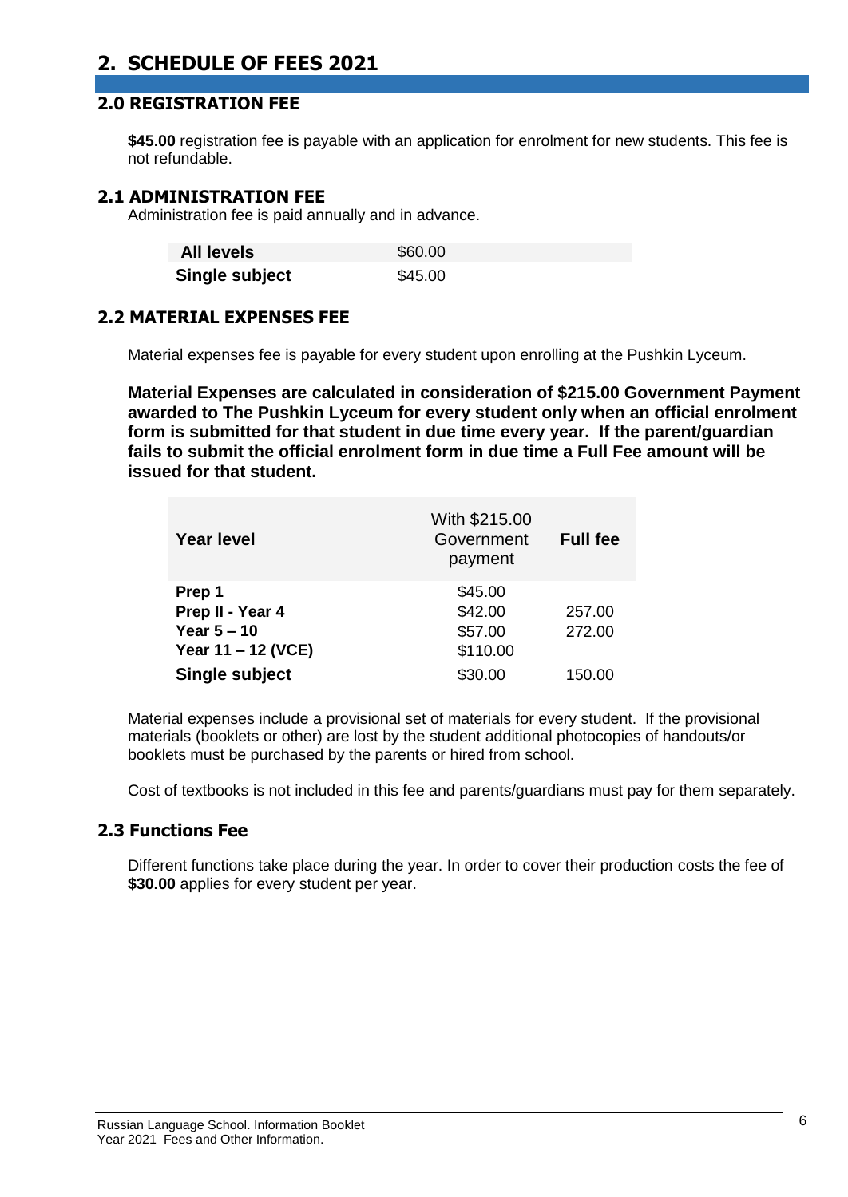# 2. SCHEDULE OF FEES 2021

## 2.0 REGISTRATION FEE

**$45.00** registration fee is payable with an application for enrolment for new students. This fee is not refundable.

## 2.1 ADMINISTRATION FEE

Administration fee is paid annually and in advance.

| | |
|---|---|
| **All levels** | $60.00 |
| **Single subject** | $45.00 |

## 2.2 MATERIAL EXPENSES FEE

Material expenses fee is payable for every student upon enrolling at the Pushkin Lyceum.

**Material Expenses are calculated in consideration of $215.00 Government Payment awarded to The Pushkin Lyceum for every student only when an official enrolment form is submitted for that student in due time every year. If the parent/guardian fails to submit the official enrolment form in due time a Full Fee amount will be issued for that student.**

| Year level | With $215.00 Government payment | Full fee |
|---|---|---|
| **Prep 1** | $45.00 | |
| **Prep II - Year 4** | $42.00 | 257.00 |
| **Year 5 – 10** | $57.00 | 272.00 |
| **Year 11 – 12 (VCE)** | $110.00 | |
| **Single subject** | $30.00 | 150.00 |

Material expenses include a provisional set of materials for every student. If the provisional materials (booklets or other) are lost by the student additional photocopies of handouts/or booklets must be purchased by the parents or hired from school.

Cost of textbooks is not included in this fee and parents/guardians must pay for them separately.

## 2.3 Functions Fee

Different functions take place during the year. In order to cover their production costs the fee of **$30.00** applies for every student per year.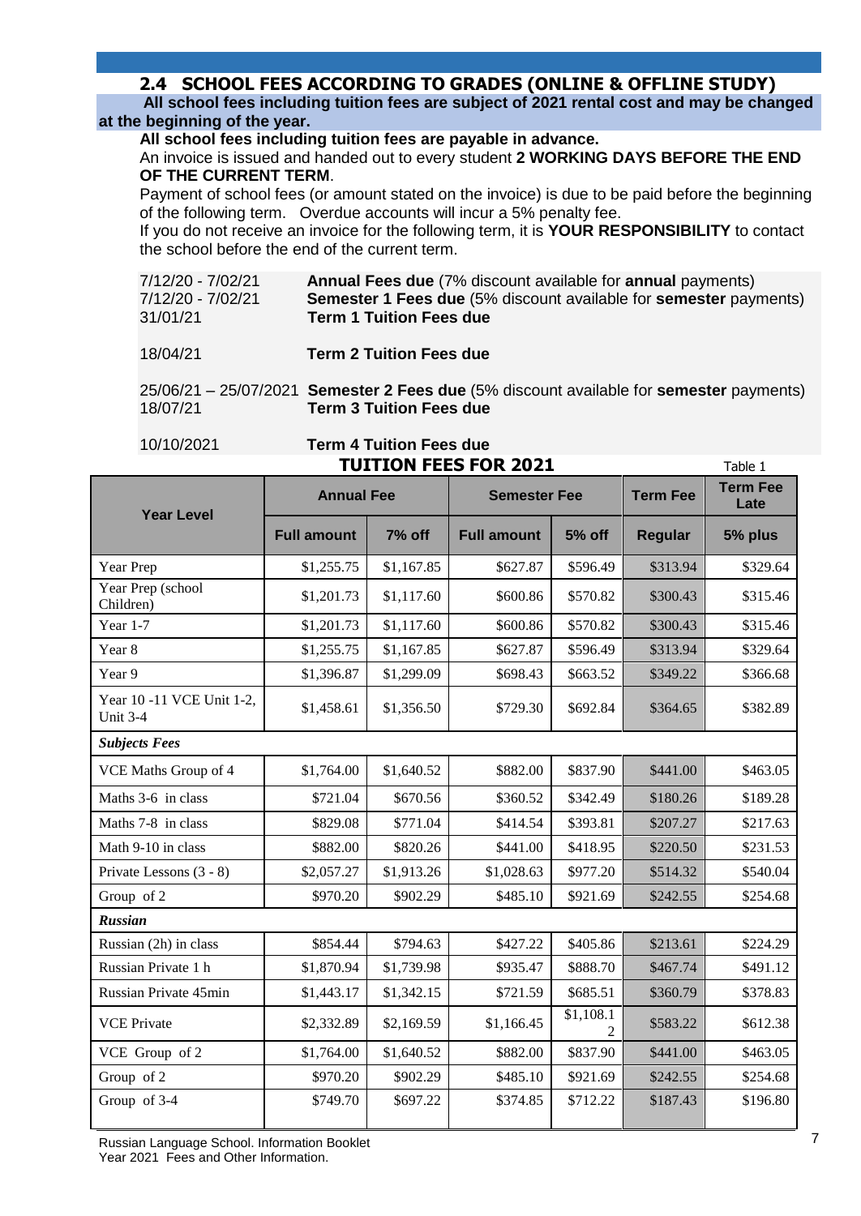## 2.4 SCHOOL FEES ACCORDING TO GRADES (ONLINE & OFFLINE STUDY)

**All school fees including tuition fees are subject of 2021 rental cost and may be changed at the beginning of the year.**

**All school fees including tuition fees are payable in advance.**

An invoice is issued and handed out to every student **2 WORKING DAYS BEFORE THE END OF THE CURRENT TERM**.

Payment of school fees (or amount stated on the invoice) is due to be paid before the beginning of the following term. Overdue accounts will incur a 5% penalty fee.

If you do not receive an invoice for the following term, it is **YOUR RESPONSIBILITY** to contact the school before the end of the current term.

| | |
|---|---|
| 7/12/20 - 7/02/21 | **Annual Fees due** (7% discount available for **annual** payments) |
| 7/12/20 - 7/02/21 | **Semester 1 Fees due** (5% discount available for **semester** payments) |
| 31/01/21 | **Term 1 Tuition Fees due** |
| 18/04/21 | **Term 2 Tuition Fees due** |
| 25/06/21 – 25/07/2021 | **Semester 2 Fees due** (5% discount available for **semester** payments) |
| 18/07/21 | **Term 3 Tuition Fees due** |
| 10/10/2021 | **Term 4 Tuition Fees due** |

### TUITION FEES FOR 2021

Table 1

| Year Level | Annual Fee | | Semester Fee | | Term Fee | Term Fee Late |
|---|---|---|---|---|---|---|
| | Full amount | 7% off | Full amount | 5% off | Regular | 5% plus |
| Year Prep | $1,255.75 | $1,167.85 | $627.87 | $596.49 | $313.94 | $329.64 |
| Year Prep (school Children) | $1,201.73 | $1,117.60 | $600.86 | $570.82 | $300.43 | $315.46 |
| Year 1-7 | $1,201.73 | $1,117.60 | $600.86 | $570.82 | $300.43 | $315.46 |
| Year 8 | $1,255.75 | $1,167.85 | $627.87 | $596.49 | $313.94 | $329.64 |
| Year 9 | $1,396.87 | $1,299.09 | $698.43 | $663.52 | $349.22 | $366.68 |
| Year 10 -11 VCE Unit 1-2, Unit 3-4 | $1,458.61 | $1,356.50 | $729.30 | $692.84 | $364.65 | $382.89 |
| ***Subjects Fees*** | | | | | | |
| VCE Maths Group of 4 | $1,764.00 | $1,640.52 | $882.00 | $837.90 | $441.00 | $463.05 |
| Maths 3-6 in class | $721.04 | $670.56 | $360.52 | $342.49 | $180.26 | $189.28 |
| Maths 7-8 in class | $829.08 | $771.04 | $414.54 | $393.81 | $207.27 | $217.63 |
| Math 9-10 in class | $882.00 | $820.26 | $441.00 | $418.95 | $220.50 | $231.53 |
| Private Lessons (3 - 8) | $2,057.27 | $1,913.26 | $1,028.63 | $977.20 | $514.32 | $540.04 |
| Group of 2 | $970.20 | $902.29 | $485.10 | $921.69 | $242.55 | $254.68 |
| ***Russian*** | | | | | | |
| Russian (2h) in class | $854.44 | $794.63 | $427.22 | $405.86 | $213.61 | $224.29 |
| Russian Private 1 h | $1,870.94 | $1,739.98 | $935.47 | $888.70 | $467.74 | $491.12 |
| Russian Private 45min | $1,443.17 | $1,342.15 | $721.59 | $685.51 | $360.79 | $378.83 |
| VCE Private | $2,332.89 | $2,169.59 | $1,166.45 | $1,108.12 | $583.22 | $612.38 |
| VCE Group of 2 | $1,764.00 | $1,640.52 | $882.00 | $837.90 | $441.00 | $463.05 |
| Group of 2 | $970.20 | $902.29 | $485.10 | $921.69 | $242.55 | $254.68 |
| Group of 3-4 | $749.70 | $697.22 | $374.85 | $712.22 | $187.43 | $196.80 |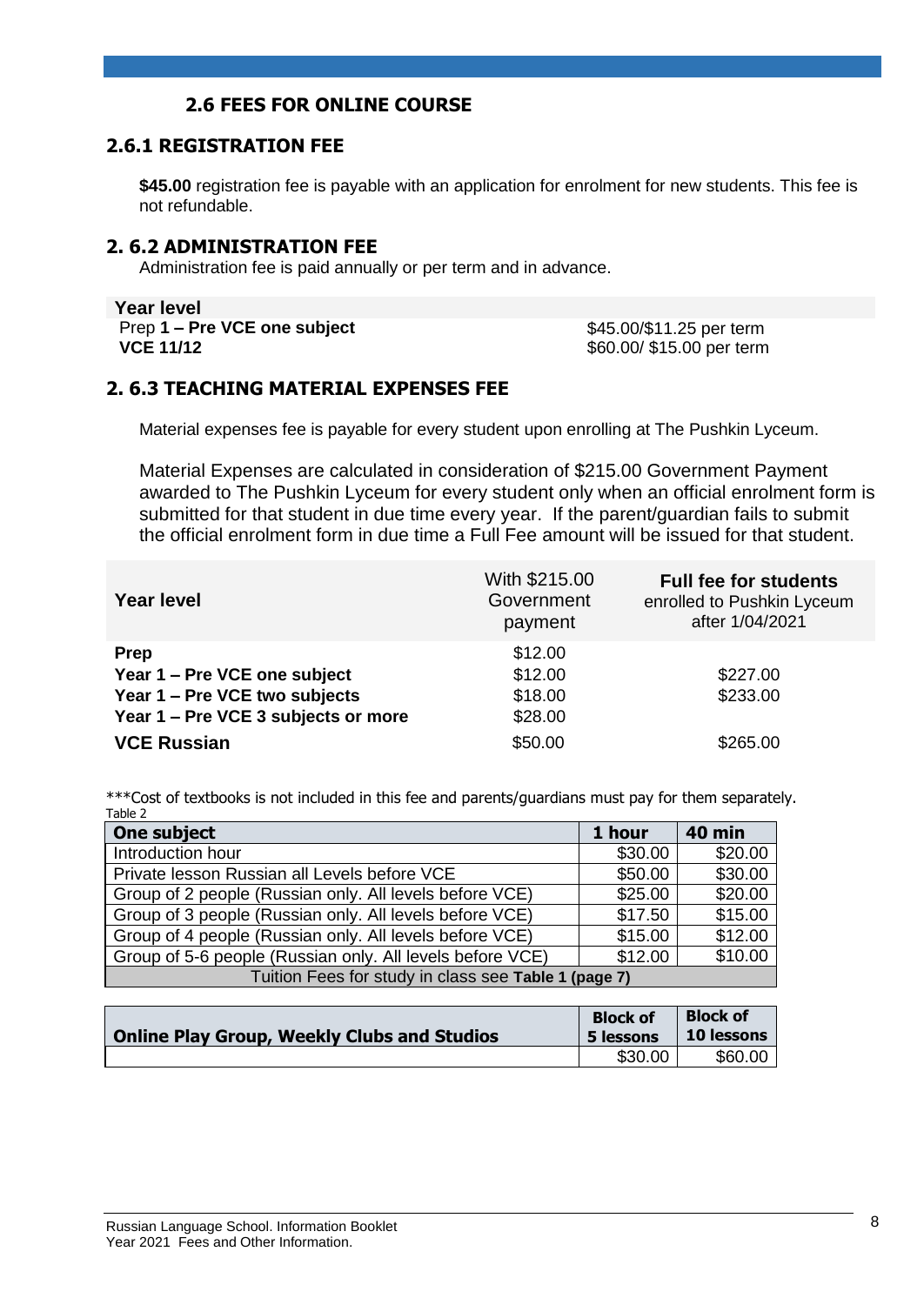## 2.6 FEES FOR ONLINE COURSE

### 2.6.1 REGISTRATION FEE

**$45.00** registration fee is payable with an application for enrolment for new students. This fee is not refundable.

### 2. 6.2 ADMINISTRATION FEE

Administration fee is paid annually or per term and in advance.

| Year level | |
|---|---|
| Prep **1 – Pre VCE one subject** | $45.00/$11.25 per term |
| **VCE 11/12** | $60.00/ $15.00 per term |

### 2. 6.3 TEACHING MATERIAL EXPENSES FEE

Material expenses fee is payable for every student upon enrolling at The Pushkin Lyceum.

Material Expenses are calculated in consideration of $215.00 Government Payment awarded to The Pushkin Lyceum for every student only when an official enrolment form is submitted for that student in due time every year. If the parent/guardian fails to submit the official enrolment form in due time a Full Fee amount will be issued for that student.

| Year level | With $215.00 Government payment | **Full fee for students** enrolled to Pushkin Lyceum after 1/04/2021 |
|---|---|---|
| **Prep** | $12.00 | |
| **Year 1 – Pre VCE one subject** | $12.00 | $227.00 |
| **Year 1 – Pre VCE two subjects** | $18.00 | $233.00 |
| **Year 1 – Pre VCE 3 subjects or more** | $28.00 | |
| **VCE Russian** | $50.00 | $265.00 |

***Cost of textbooks is not included in this fee and parents/guardians must pay for them separately.

Table 2

| One subject | 1 hour | 40 min |
|---|---|---|
| Introduction hour | $30.00 | $20.00 |
| Private lesson Russian all Levels before VCE | $50.00 | $30.00 |
| Group of 2 people (Russian only. All levels before VCE) | $25.00 | $20.00 |
| Group of 3 people (Russian only. All levels before VCE) | $17.50 | $15.00 |
| Group of 4 people (Russian only. All levels before VCE) | $15.00 | $12.00 |
| Group of 5-6 people (Russian only. All levels before VCE) | $12.00 | $10.00 |
| Tuition Fees for study in class see **Table 1 (page 7)** | | |

| Online Play Group, Weekly Clubs and Studios | Block of 5 lessons | Block of 10 lessons |
|---|---|---|
| | $30.00 | $60.00 |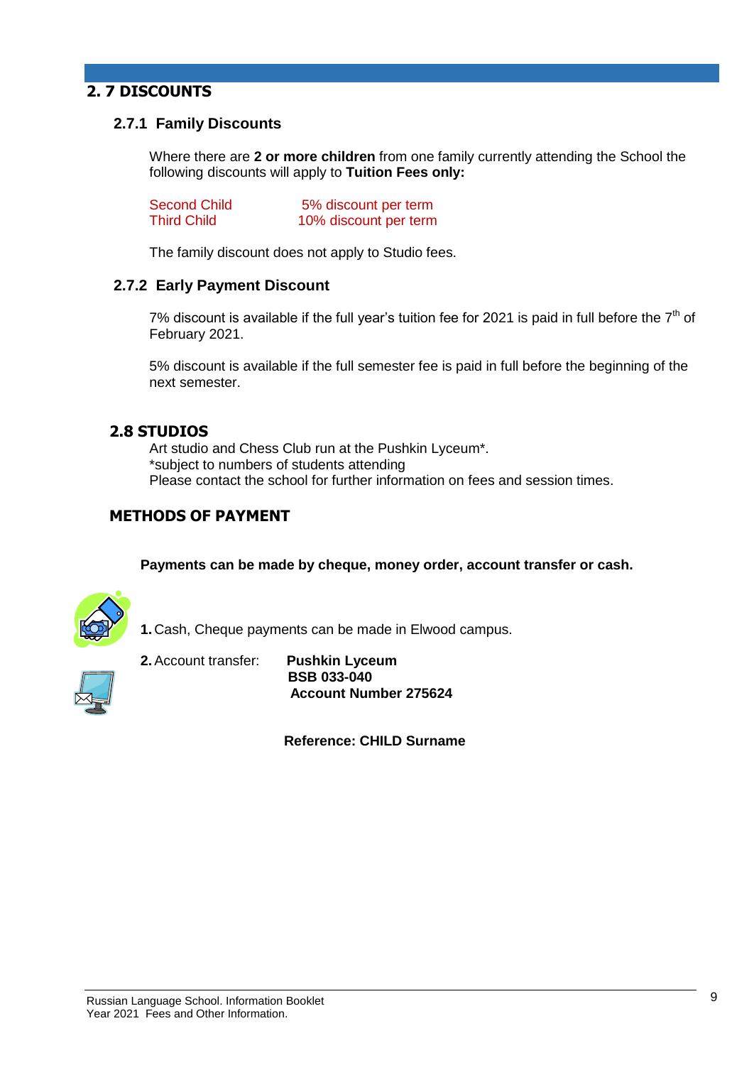## 2. 7 DISCOUNTS

### 2.7.1 Family Discounts

Where there are **2 or more children** from one family currently attending the School the following discounts will apply to **Tuition Fees only:**

| | |
|---|---|
| Second Child | 5% discount per term |
| Third Child | 10% discount per term |

The family discount does not apply to Studio fees.

### 2.7.2 Early Payment Discount

7% discount is available if the full year's tuition fee for 2021 is paid in full before the 7th of February 2021.

5% discount is available if the full semester fee is paid in full before the beginning of the next semester.

## 2.8 STUDIOS

Art studio and Chess Club run at the Pushkin Lyceum*.
*subject to numbers of students attending
Please contact the school for further information on fees and session times.

## METHODS OF PAYMENT

**Payments can be made by cheque, money order, account transfer or cash.**

**1.** Cash, Cheque payments can be made in Elwood campus.

**2.** Account transfer: **Pushkin Lyceum**
**BSB 033-040**
**Account Number 275624**

**Reference: CHILD Surname**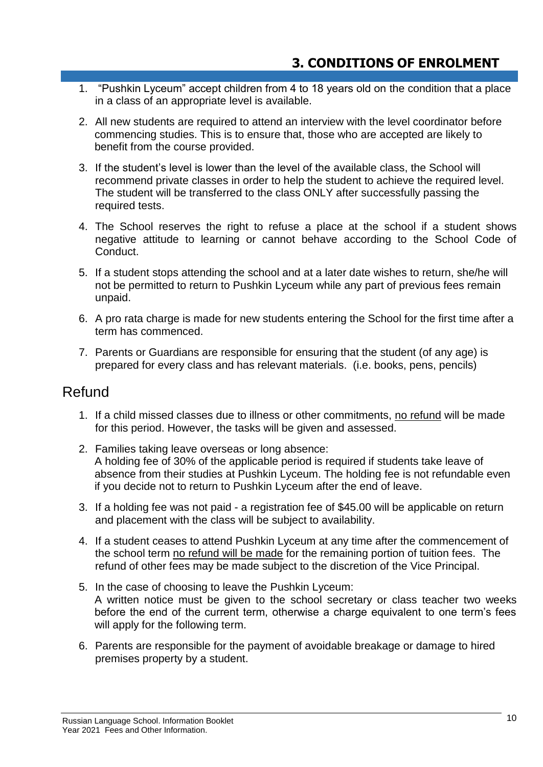## 3. CONDITIONS OF ENROLMENT

1. "Pushkin Lyceum" accept children from 4 to 18 years old on the condition that a place in a class of an appropriate level is available.
2. All new students are required to attend an interview with the level coordinator before commencing studies. This is to ensure that, those who are accepted are likely to benefit from the course provided.
3. If the student's level is lower than the level of the available class, the School will recommend private classes in order to help the student to achieve the required level. The student will be transferred to the class ONLY after successfully passing the required tests.
4. The School reserves the right to refuse a place at the school if a student shows negative attitude to learning or cannot behave according to the School Code of Conduct.
5. If a student stops attending the school and at a later date wishes to return, she/he will not be permitted to return to Pushkin Lyceum while any part of previous fees remain unpaid.
6. A pro rata charge is made for new students entering the School for the first time after a term has commenced.
7. Parents or Guardians are responsible for ensuring that the student (of any age) is prepared for every class and has relevant materials. (i.e. books, pens, pencils)

## Refund

1. If a child missed classes due to illness or other commitments, no refund will be made for this period. However, the tasks will be given and assessed.
2. Families taking leave overseas or long absence:
   A holding fee of 30% of the applicable period is required if students take leave of absence from their studies at Pushkin Lyceum. The holding fee is not refundable even if you decide not to return to Pushkin Lyceum after the end of leave.
3. If a holding fee was not paid - a registration fee of $45.00 will be applicable on return and placement with the class will be subject to availability.
4. If a student ceases to attend Pushkin Lyceum at any time after the commencement of the school term no refund will be made for the remaining portion of tuition fees. The refund of other fees may be made subject to the discretion of the Vice Principal.
5. In the case of choosing to leave the Pushkin Lyceum:
   A written notice must be given to the school secretary or class teacher two weeks before the end of the current term, otherwise a charge equivalent to one term's fees will apply for the following term.
6. Parents are responsible for the payment of avoidable breakage or damage to hired premises property by a student.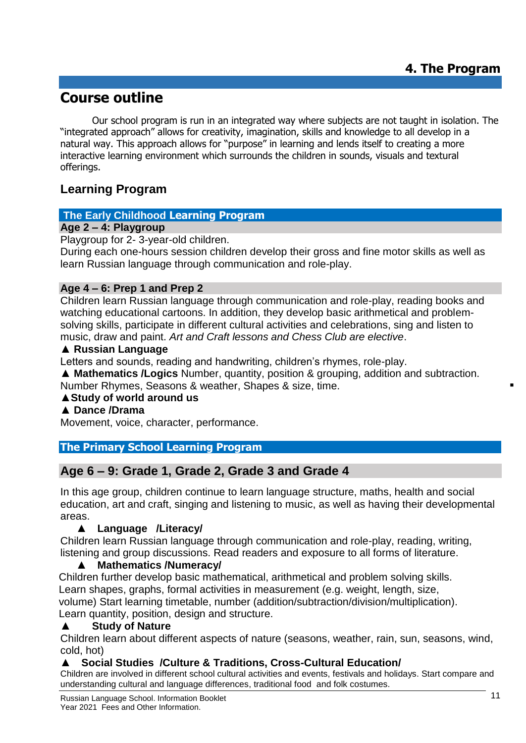## 4. The Program

# Course outline

Our school program is run in an integrated way where subjects are not taught in isolation. The "integrated approach" allows for creativity, imagination, skills and knowledge to all develop in a natural way. This approach allows for "purpose" in learning and lends itself to creating a more interactive learning environment which surrounds the children in sounds, visuals and textural offerings.

## Learning Program

### The Early Childhood Learning Program

**Age 2 – 4: Playgroup**

Playgroup for 2- 3-year-old children.
During each one-hours session children develop their gross and fine motor skills as well as learn Russian language through communication and role-play.

**Age 4 – 6: Prep 1 and Prep 2**

Children learn Russian language through communication and role-play, reading books and watching educational cartoons. In addition, they develop basic arithmetical and problem-solving skills, participate in different cultural activities and celebrations, sing and listen to music, draw and paint. *Art and Craft lessons and Chess Club are elective*.

▲ **Russian Language**

Letters and sounds, reading and handwriting, children's rhymes, role-play.

▲ **Mathematics /Logics** Number, quantity, position & grouping, addition and subtraction. Number Rhymes, Seasons & weather, Shapes & size, time.

▲**Study of world around us**

▲ **Dance /Drama**

Movement, voice, character, performance.

### The Primary School Learning Program

### Age 6 – 9: Grade 1, Grade 2, Grade 3 and Grade 4

In this age group, children continue to learn language structure, maths, health and social education, art and craft, singing and listening to music, as well as having their developmental areas.

▲ **Language /Literacy/**

Children learn Russian language through communication and role-play, reading, writing, listening and group discussions. Read readers and exposure to all forms of literature.

▲ **Mathematics /Numeracy/**

Children further develop basic mathematical, arithmetical and problem solving skills. Learn shapes, graphs, formal activities in measurement (e.g. weight, length, size, volume) Start learning timetable, number (addition/subtraction/division/multiplication). Learn quantity, position, design and structure.

▲ **Study of Nature**

Children learn about different aspects of nature (seasons, weather, rain, sun, seasons, wind, cold, hot)

▲ **Social Studies /Culture & Traditions, Cross-Cultural Education/**

Children are involved in different school cultural activities and events, festivals and holidays. Start compare and understanding cultural and language differences, traditional food and folk costumes.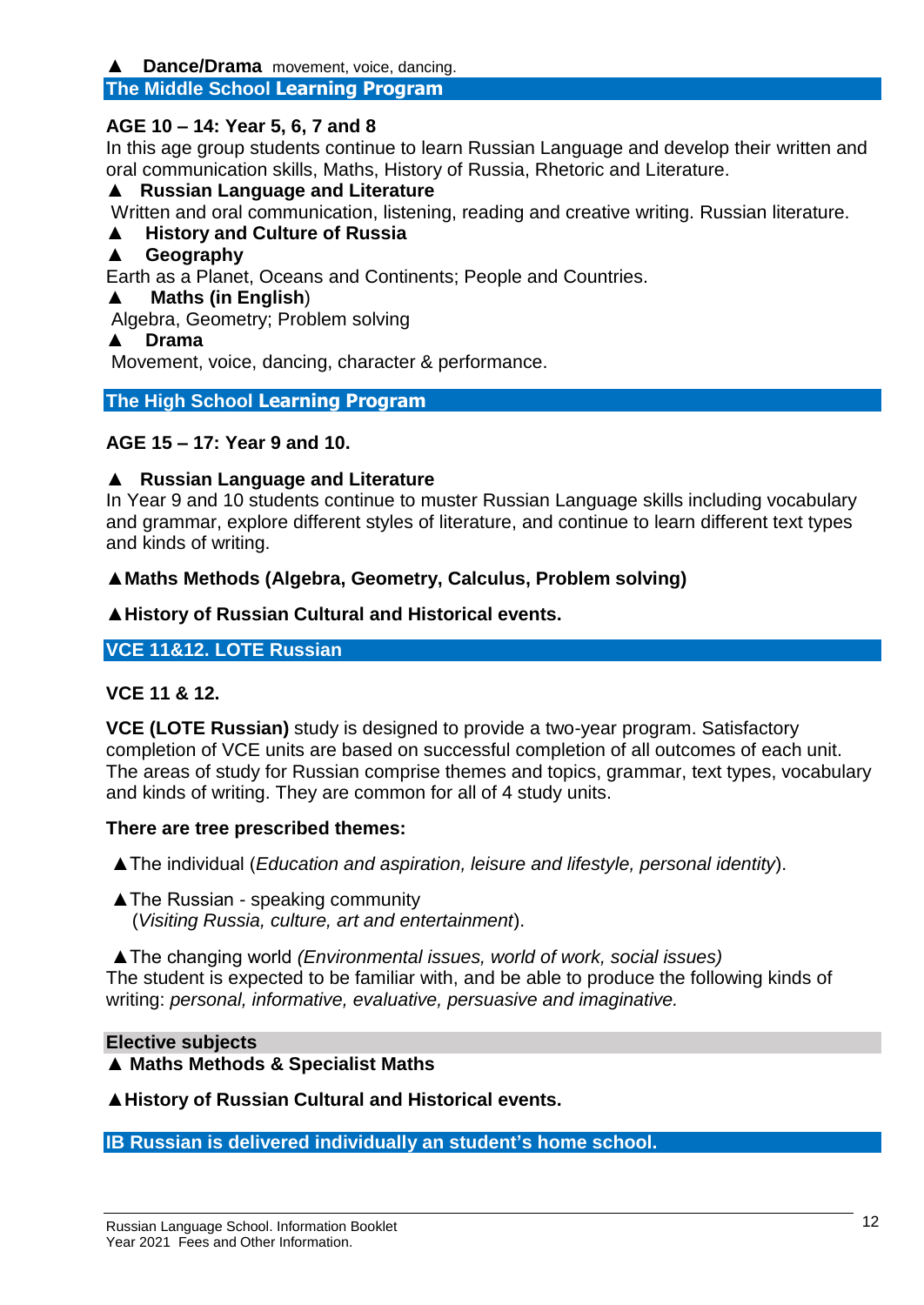▲ **Dance/Drama** movement, voice, dancing.

## The Middle School Learning Program

**AGE 10 – 14: Year 5, 6, 7 and 8**

In this age group students continue to learn Russian Language and develop their written and oral communication skills, Maths, History of Russia, Rhetoric and Literature.

▲ **Russian Language and Literature**

Written and oral communication, listening, reading and creative writing. Russian literature.

▲ **History and Culture of Russia**

▲ **Geography**

Earth as a Planet, Oceans and Continents; People and Countries.

▲ **Maths (in English**)

Algebra, Geometry; Problem solving

▲ **Drama**

Movement, voice, dancing, character & performance.

## The High School Learning Program

**AGE 15 – 17: Year 9 and 10.**

▲ **Russian Language and Literature**

In Year 9 and 10 students continue to muster Russian Language skills including vocabulary and grammar, explore different styles of literature, and continue to learn different text types and kinds of writing.

▲**Maths Methods (Algebra, Geometry, Calculus, Problem solving)**

▲**History of Russian Cultural and Historical events.**

## VCE 11&12. LOTE Russian

**VCE 11 & 12.**

**VCE (LOTE Russian)** study is designed to provide a two-year program. Satisfactory completion of VCE units are based on successful completion of all outcomes of each unit. The areas of study for Russian comprise themes and topics, grammar, text types, vocabulary and kinds of writing. They are common for all of 4 study units.

**There are tree prescribed themes:**

▲The individual (*Education and aspiration, leisure and lifestyle, personal identity*).

▲The Russian - speaking community
(*Visiting Russia, culture, art and entertainment*).

▲The changing world *(Environmental issues, world of work, social issues)*
The student is expected to be familiar with, and be able to produce the following kinds of writing: *personal, informative, evaluative, persuasive and imaginative.*

### Elective subjects

▲ **Maths Methods & Specialist Maths**

▲**History of Russian Cultural and Historical events.**

## IB Russian is delivered individually an student's home school.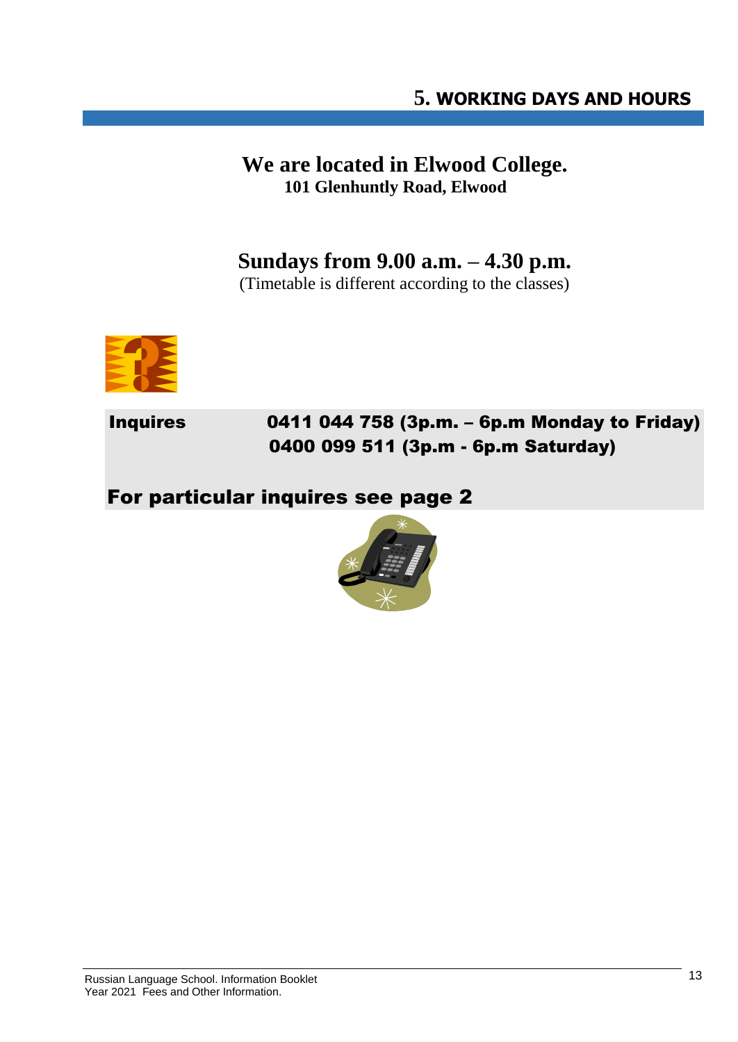## 5. WORKING DAYS AND HOURS

**We are located in Elwood College.**
**101 Glenhuntly Road, Elwood**

**Sundays from 9.00 a.m. – 4.30 p.m.**
(Timetable is different according to the classes)

**Inquires** **0411 044 758 (3p.m. – 6p.m Monday to Friday)**
**0400 099 511 (3p.m - 6p.m Saturday)**

**For particular inquires see page 2**